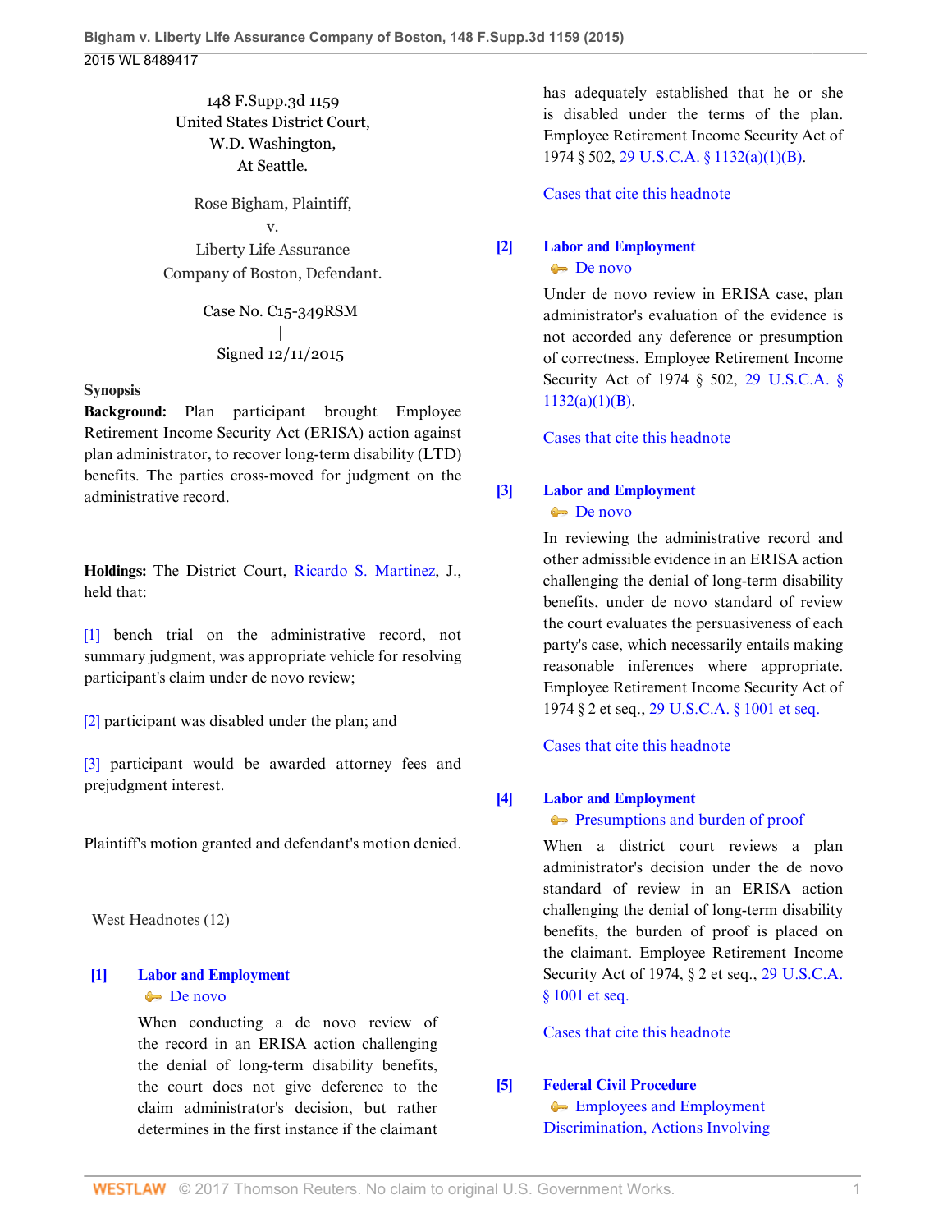148 F.Supp.3d 1159
United States District Court,
W.D. Washington,
At Seattle.

Rose Bigham, Plaintiff,
v.
Liberty Life Assurance
Company of Boston, Defendant.

Case No. C15-349RSM
|
Signed 12/11/2015

**Synopsis**

**Background:** Plan participant brought Employee Retirement Income Security Act (ERISA) action against plan administrator, to recover long-term disability (LTD) benefits. The parties cross-moved for judgment on the administrative record.

**Holdings:** The District Court, Ricardo S. Martinez, J., held that:

[1] bench trial on the administrative record, not summary judgment, was appropriate vehicle for resolving participant's claim under de novo review;

[2] participant was disabled under the plan; and

[3] participant would be awarded attorney fees and prejudgment interest.

Plaintiff's motion granted and defendant's motion denied.

West Headnotes (12)

**[1]** **Labor and Employment**
De novo

When conducting a de novo review of the record in an ERISA action challenging the denial of long-term disability benefits, the court does not give deference to the claim administrator's decision, but rather determines in the first instance if the claimant has adequately established that he or she is disabled under the terms of the plan. Employee Retirement Income Security Act of 1974 § 502, 29 U.S.C.A. § 1132(a)(1)(B).

Cases that cite this headnote

**[2]** **Labor and Employment**
De novo

Under de novo review in ERISA case, plan administrator's evaluation of the evidence is not accorded any deference or presumption of correctness. Employee Retirement Income Security Act of 1974 § 502, 29 U.S.C.A. § 1132(a)(1)(B).

Cases that cite this headnote

**[3]** **Labor and Employment**
De novo

In reviewing the administrative record and other admissible evidence in an ERISA action challenging the denial of long-term disability benefits, under de novo standard of review the court evaluates the persuasiveness of each party's case, which necessarily entails making reasonable inferences where appropriate. Employee Retirement Income Security Act of 1974 § 2 et seq., 29 U.S.C.A. § 1001 et seq.

Cases that cite this headnote

**[4]** **Labor and Employment**
Presumptions and burden of proof

When a district court reviews a plan administrator's decision under the de novo standard of review in an ERISA action challenging the denial of long-term disability benefits, the burden of proof is placed on the claimant. Employee Retirement Income Security Act of 1974, § 2 et seq., 29 U.S.C.A. § 1001 et seq.

Cases that cite this headnote

**[5]** **Federal Civil Procedure**
Employees and Employment Discrimination, Actions Involving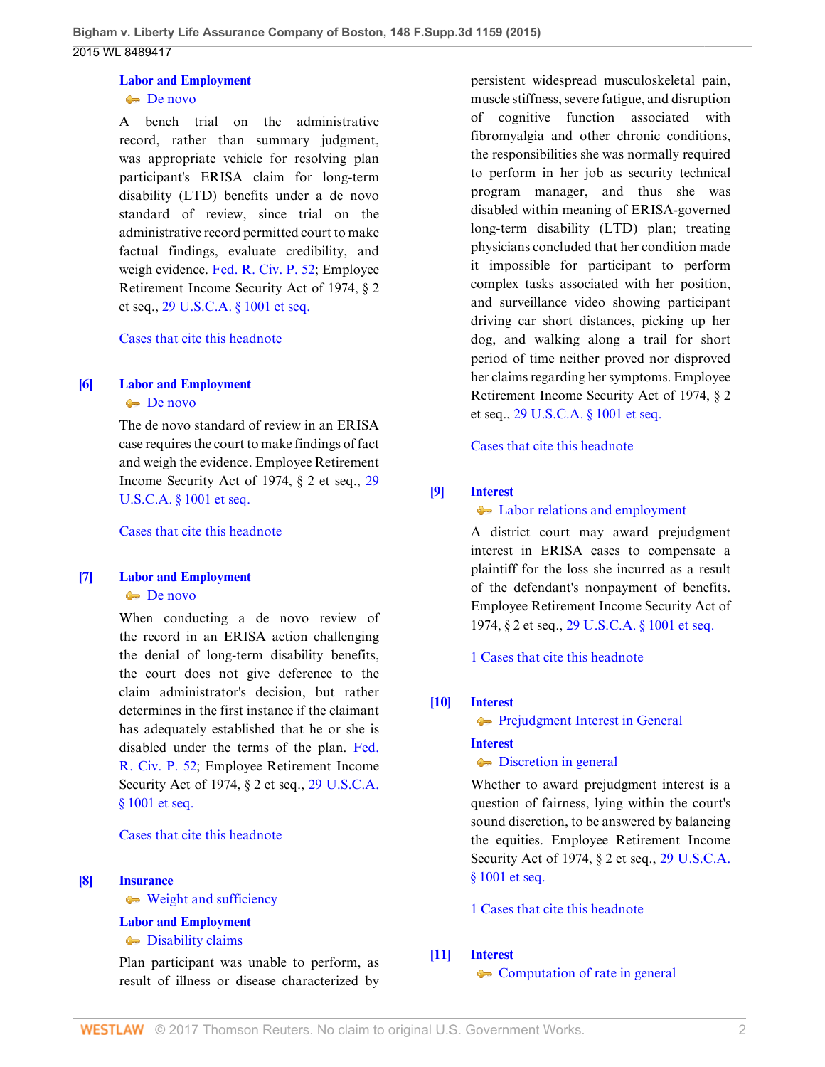**Labor and Employment**
De novo

A bench trial on the administrative record, rather than summary judgment, was appropriate vehicle for resolving plan participant's ERISA claim for long-term disability (LTD) benefits under a de novo standard of review, since trial on the administrative record permitted court to make factual findings, evaluate credibility, and weigh evidence. Fed. R. Civ. P. 52; Employee Retirement Income Security Act of 1974, § 2 et seq., 29 U.S.C.A. § 1001 et seq.

Cases that cite this headnote

**[6] Labor and Employment**
De novo

The de novo standard of review in an ERISA case requires the court to make findings of fact and weigh the evidence. Employee Retirement Income Security Act of 1974, § 2 et seq., 29 U.S.C.A. § 1001 et seq.

Cases that cite this headnote

**[7] Labor and Employment**
De novo

When conducting a de novo review of the record in an ERISA action challenging the denial of long-term disability benefits, the court does not give deference to the claim administrator's decision, but rather determines in the first instance if the claimant has adequately established that he or she is disabled under the terms of the plan. Fed. R. Civ. P. 52; Employee Retirement Income Security Act of 1974, § 2 et seq., 29 U.S.C.A. § 1001 et seq.

Cases that cite this headnote

**[8] Insurance**
Weight and sufficiency
**Labor and Employment**
Disability claims

Plan participant was unable to perform, as result of illness or disease characterized by persistent widespread musculoskeletal pain, muscle stiffness, severe fatigue, and disruption of cognitive function associated with fibromyalgia and other chronic conditions, the responsibilities she was normally required to perform in her job as security technical program manager, and thus she was disabled within meaning of ERISA-governed long-term disability (LTD) plan; treating physicians concluded that her condition made it impossible for participant to perform complex tasks associated with her position, and surveillance video showing participant driving car short distances, picking up her dog, and walking along a trail for short period of time neither proved nor disproved her claims regarding her symptoms. Employee Retirement Income Security Act of 1974, § 2 et seq., 29 U.S.C.A. § 1001 et seq.

Cases that cite this headnote

**[9] Interest**
Labor relations and employment

A district court may award prejudgment interest in ERISA cases to compensate a plaintiff for the loss she incurred as a result of the defendant's nonpayment of benefits. Employee Retirement Income Security Act of 1974, § 2 et seq., 29 U.S.C.A. § 1001 et seq.

1 Cases that cite this headnote

**[10] Interest**
Prejudgment Interest in General
**Interest**
Discretion in general

Whether to award prejudgment interest is a question of fairness, lying within the court's sound discretion, to be answered by balancing the equities. Employee Retirement Income Security Act of 1974, § 2 et seq., 29 U.S.C.A. § 1001 et seq.

1 Cases that cite this headnote

**[11] Interest**
Computation of rate in general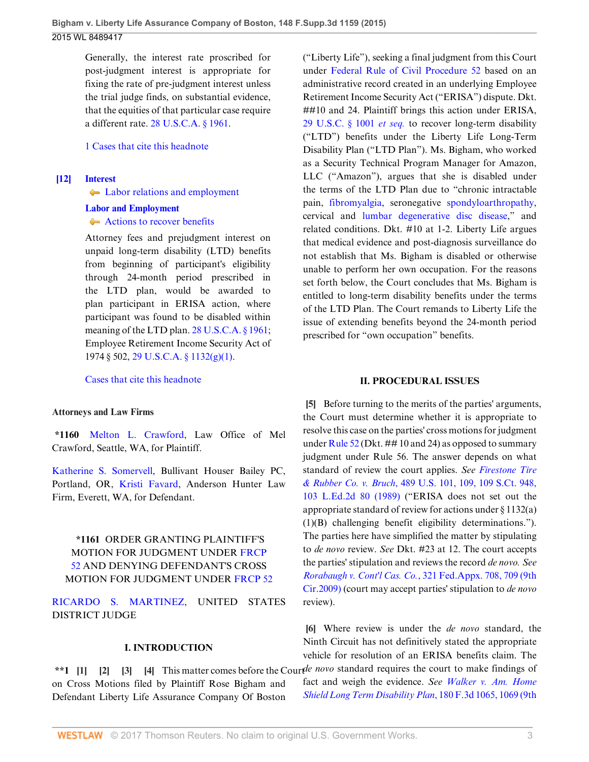Generally, the interest rate proscribed for post-judgment interest is appropriate for fixing the rate of pre-judgment interest unless the trial judge finds, on substantial evidence, that the equities of that particular case require a different rate. 28 U.S.C.A. § 1961.

1 Cases that cite this headnote

**[12]** **Interest**
Labor relations and employment
**Labor and Employment**
Actions to recover benefits

Attorney fees and prejudgment interest on unpaid long-term disability (LTD) benefits from beginning of participant's eligibility through 24-month period prescribed in the LTD plan, would be awarded to plan participant in ERISA action, where participant was found to be disabled within meaning of the LTD plan. 28 U.S.C.A. § 1961; Employee Retirement Income Security Act of 1974 § 502, 29 U.S.C.A. § 1132(g)(1).

Cases that cite this headnote

**Attorneys and Law Firms**

**\*1160** Melton L. Crawford, Law Office of Mel Crawford, Seattle, WA, for Plaintiff.

Katherine S. Somervell, Bullivant Houser Bailey PC, Portland, OR, Kristi Favard, Anderson Hunter Law Firm, Everett, WA, for Defendant.

**\*1161** ORDER GRANTING PLAINTIFF'S MOTION FOR JUDGMENT UNDER FRCP 52 AND DENYING DEFENDANT'S CROSS MOTION FOR JUDGMENT UNDER FRCP 52

RICARDO S. MARTINEZ, UNITED STATES DISTRICT JUDGE

## I. INTRODUCTION

**\*\*1** **[1]** **[2]** **[3]** **[4]** This matter comes before the Court on Cross Motions filed by Plaintiff Rose Bigham and Defendant Liberty Life Assurance Company Of Boston ("Liberty Life"), seeking a final judgment from this Court under Federal Rule of Civil Procedure 52 based on an administrative record created in an underlying Employee Retirement Income Security Act ("ERISA") dispute. Dkt. ##10 and 24. Plaintiff brings this action under ERISA, 29 U.S.C. § 1001 *et seq.* to recover long-term disability ("LTD") benefits under the Liberty Life Long-Term Disability Plan ("LTD Plan"). Ms. Bigham, who worked as a Security Technical Program Manager for Amazon, LLC ("Amazon"), argues that she is disabled under the terms of the LTD Plan due to "chronic intractable pain, fibromyalgia, seronegative spondyloarthropathy, cervical and lumbar degenerative disc disease," and related conditions. Dkt. #10 at 1-2. Liberty Life argues that medical evidence and post-diagnosis surveillance do not establish that Ms. Bigham is disabled or otherwise unable to perform her own occupation. For the reasons set forth below, the Court concludes that Ms. Bigham is entitled to long-term disability benefits under the terms of the LTD Plan. The Court remands to Liberty Life the issue of extending benefits beyond the 24-month period prescribed for "own occupation" benefits.

## II. PROCEDURAL ISSUES

**[5]** Before turning to the merits of the parties' arguments, the Court must determine whether it is appropriate to resolve this case on the parties' cross motions for judgment under Rule 52 (Dkt. ## 10 and 24) as opposed to summary judgment under Rule 56. The answer depends on what standard of review the court applies. *See Firestone Tire & Rubber Co. v. Bruch*, 489 U.S. 101, 109, 109 S.Ct. 948, 103 L.Ed.2d 80 (1989) ("ERISA does not set out the appropriate standard of review for actions under § 1132(a)(1)(B) challenging benefit eligibility determinations."). The parties here have simplified the matter by stipulating to *de novo* review. *See* Dkt. #23 at 12. The court accepts the parties' stipulation and reviews the record *de novo. See Rorabaugh v. Cont'l Cas. Co.*, 321 Fed.Appx. 708, 709 (9th Cir.2009) (court may accept parties' stipulation to *de novo* review).

**[6]** Where review is under the *de novo* standard, the Ninth Circuit has not definitively stated the appropriate vehicle for resolution of an ERISA benefits claim. The *de novo* standard requires the court to make findings of fact and weigh the evidence. *See Walker v. Am. Home Shield Long Term Disability Plan*, 180 F.3d 1065, 1069 (9th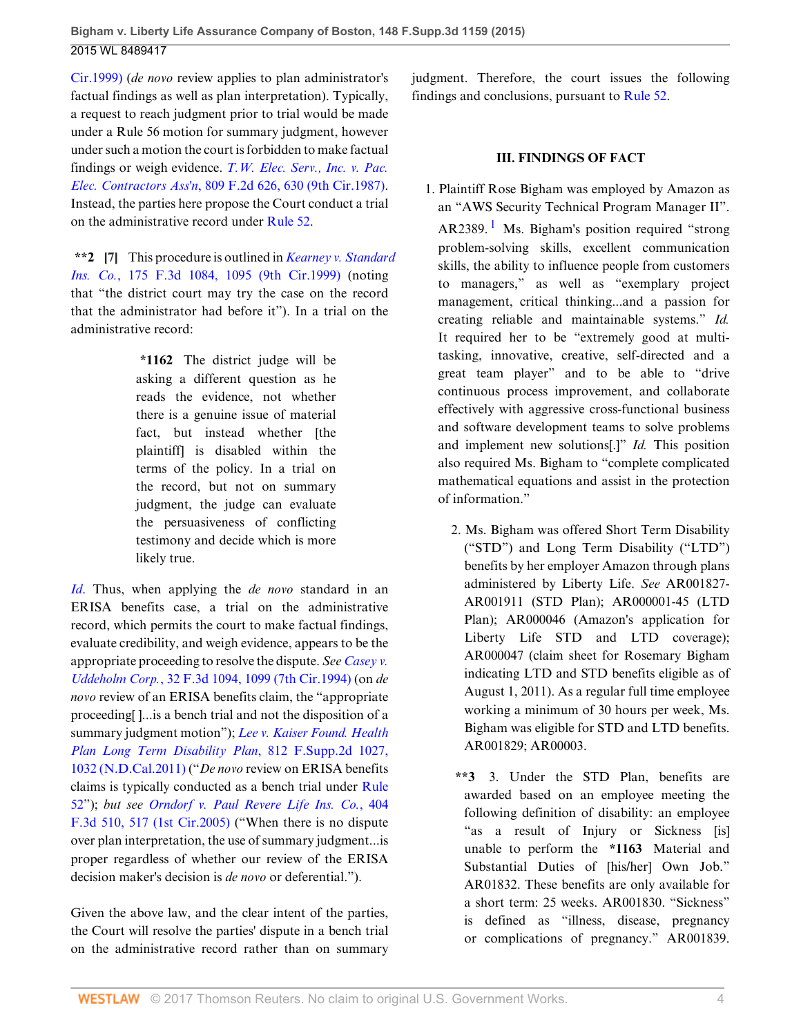Cir.1999) (*de novo* review applies to plan administrator's factual findings as well as plan interpretation). Typically, a request to reach judgment prior to trial would be made under a Rule 56 motion for summary judgment, however under such a motion the court is forbidden to make factual findings or weigh evidence. *T.W. Elec. Serv., Inc. v. Pac. Elec. Contractors Ass'n*, 809 F.2d 626, 630 (9th Cir.1987). Instead, the parties here propose the Court conduct a trial on the administrative record under Rule 52.

**\*\*2 [7]** This procedure is outlined in *Kearney v. Standard Ins. Co.*, 175 F.3d 1084, 1095 (9th Cir.1999) (noting that "the district court may try the case on the record that the administrator had before it"). In a trial on the administrative record:

> **\*1162** The district judge will be asking a different question as he reads the evidence, not whether there is a genuine issue of material fact, but instead whether [the plaintiff] is disabled within the terms of the policy. In a trial on the record, but not on summary judgment, the judge can evaluate the persuasiveness of conflicting testimony and decide which is more likely true.

*Id.* Thus, when applying the *de novo* standard in an ERISA benefits case, a trial on the administrative record, which permits the court to make factual findings, evaluate credibility, and weigh evidence, appears to be the appropriate proceeding to resolve the dispute. *See Casey v. Uddeholm Corp.*, 32 F.3d 1094, 1099 (7th Cir.1994) (on *de novo* review of an ERISA benefits claim, the "appropriate proceeding[ ]...is a bench trial and not the disposition of a summary judgment motion"); *Lee v. Kaiser Found. Health Plan Long Term Disability Plan*, 812 F.Supp.2d 1027, 1032 (N.D.Cal.2011) ("*De novo* review on ERISA benefits claims is typically conducted as a bench trial under Rule 52"); *but see Orndorf v. Paul Revere Life Ins. Co.*, 404 F.3d 510, 517 (1st Cir.2005) ("When there is no dispute over plan interpretation, the use of summary judgment...is proper regardless of whether our review of the ERISA decision maker's decision is *de novo* or deferential.").

Given the above law, and the clear intent of the parties, the Court will resolve the parties' dispute in a bench trial on the administrative record rather than on summary judgment. Therefore, the court issues the following findings and conclusions, pursuant to Rule 52.

## III. FINDINGS OF FACT

1. Plaintiff Rose Bigham was employed by Amazon as an "AWS Security Technical Program Manager II". AR2389.[1] Ms. Bigham's position required "strong problem-solving skills, excellent communication skills, the ability to influence people from customers to managers," as well as "exemplary project management, critical thinking...and a passion for creating reliable and maintainable systems." *Id.* It required her to be "extremely good at multi-tasking, innovative, creative, self-directed and a great team player" and to be able to "drive continuous process improvement, and collaborate effectively with aggressive cross-functional business and software development teams to solve problems and implement new solutions[.]" *Id.* This position also required Ms. Bigham to "complete complicated mathematical equations and assist in the protection of information."

2. Ms. Bigham was offered Short Term Disability ("STD") and Long Term Disability ("LTD") benefits by her employer Amazon through plans administered by Liberty Life. *See* AR001827-AR001911 (STD Plan); AR000001-45 (LTD Plan); AR000046 (Amazon's application for Liberty Life STD and LTD coverage); AR000047 (claim sheet for Rosemary Bigham indicating LTD and STD benefits eligible as of August 1, 2011). As a regular full time employee working a minimum of 30 hours per week, Ms. Bigham was eligible for STD and LTD benefits. AR001829; AR00003.

**\*\*3** 3. Under the STD Plan, benefits are awarded based on an employee meeting the following definition of disability: an employee "as a result of Injury or Sickness [is] unable to perform the **\*1163** Material and Substantial Duties of [his/her] Own Job." AR01832. These benefits are only available for a short term: 25 weeks. AR001830. "Sickness" is defined as "illness, disease, pregnancy or complications of pregnancy." AR001839.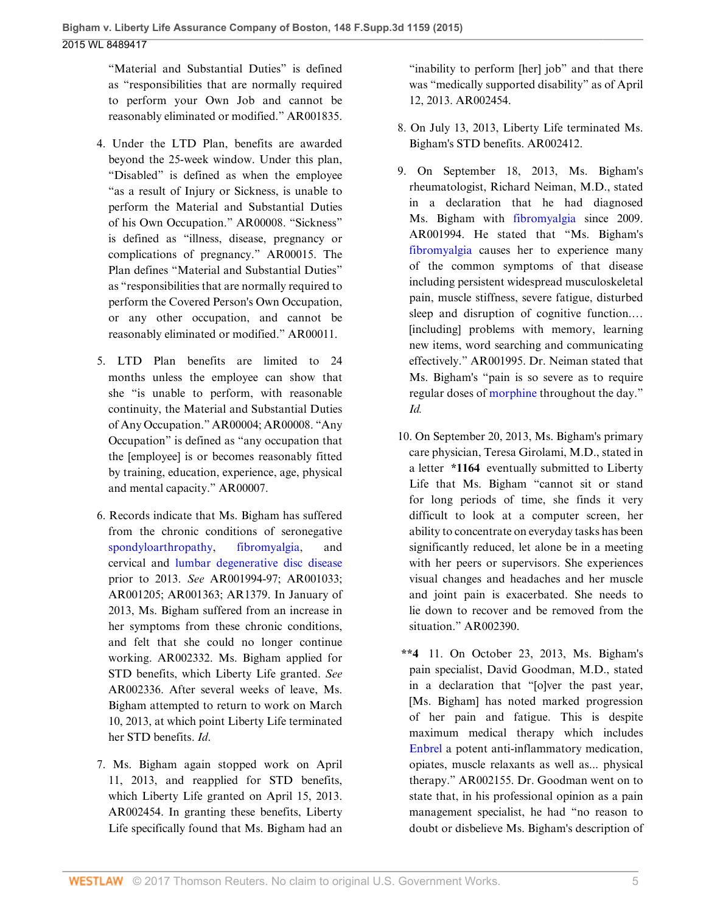"Material and Substantial Duties" is defined as "responsibilities that are normally required to perform your Own Job and cannot be reasonably eliminated or modified." AR001835.

4. Under the LTD Plan, benefits are awarded beyond the 25-week window. Under this plan, "Disabled" is defined as when the employee "as a result of Injury or Sickness, is unable to perform the Material and Substantial Duties of his Own Occupation." AR00008. "Sickness" is defined as "illness, disease, pregnancy or complications of pregnancy." AR00015. The Plan defines "Material and Substantial Duties" as "responsibilities that are normally required to perform the Covered Person's Own Occupation, or any other occupation, and cannot be reasonably eliminated or modified." AR00011.

5. LTD Plan benefits are limited to 24 months unless the employee can show that she "is unable to perform, with reasonable continuity, the Material and Substantial Duties of Any Occupation." AR00004; AR00008. "Any Occupation" is defined as "any occupation that the [employee] is or becomes reasonably fitted by training, education, experience, age, physical and mental capacity." AR00007.

6. Records indicate that Ms. Bigham has suffered from the chronic conditions of seronegative spondyloarthropathy, fibromyalgia, and cervical and lumbar degenerative disc disease prior to 2013. *See* AR001994-97; AR001033; AR001205; AR001363; AR1379. In January of 2013, Ms. Bigham suffered from an increase in her symptoms from these chronic conditions, and felt that she could no longer continue working. AR002332. Ms. Bigham applied for STD benefits, which Liberty Life granted. *See* AR002336. After several weeks of leave, Ms. Bigham attempted to return to work on March 10, 2013, at which point Liberty Life terminated her STD benefits. *Id.*

7. Ms. Bigham again stopped work on April 11, 2013, and reapplied for STD benefits, which Liberty Life granted on April 15, 2013. AR002454. In granting these benefits, Liberty Life specifically found that Ms. Bigham had an "inability to perform [her] job" and that there was "medically supported disability" as of April 12, 2013. AR002454.

8. On July 13, 2013, Liberty Life terminated Ms. Bigham's STD benefits. AR002412.

9. On September 18, 2013, Ms. Bigham's rheumatologist, Richard Neiman, M.D., stated in a declaration that he had diagnosed Ms. Bigham with fibromyalgia since 2009. AR001994. He stated that "Ms. Bigham's fibromyalgia causes her to experience many of the common symptoms of that disease including persistent widespread musculoskeletal pain, muscle stiffness, severe fatigue, disturbed sleep and disruption of cognitive function.... [including] problems with memory, learning new items, word searching and communicating effectively." AR001995. Dr. Neiman stated that Ms. Bigham's "pain is so severe as to require regular doses of morphine throughout the day." *Id.*

10. On September 20, 2013, Ms. Bigham's primary care physician, Teresa Girolami, M.D., stated in a letter **\*1164** eventually submitted to Liberty Life that Ms. Bigham "cannot sit or stand for long periods of time, she finds it very difficult to look at a computer screen, her ability to concentrate on everyday tasks has been significantly reduced, let alone be in a meeting with her peers or supervisors. She experiences visual changes and headaches and her muscle and joint pain is exacerbated. She needs to lie down to recover and be removed from the situation." AR002390.

**\*\*4** 11. On October 23, 2013, Ms. Bigham's pain specialist, David Goodman, M.D., stated in a declaration that "[o]ver the past year, [Ms. Bigham] has noted marked progression of her pain and fatigue. This is despite maximum medical therapy which includes Enbrel a potent anti-inflammatory medication, opiates, muscle relaxants as well as... physical therapy." AR002155. Dr. Goodman went on to state that, in his professional opinion as a pain management specialist, he had "no reason to doubt or disbelieve Ms. Bigham's description of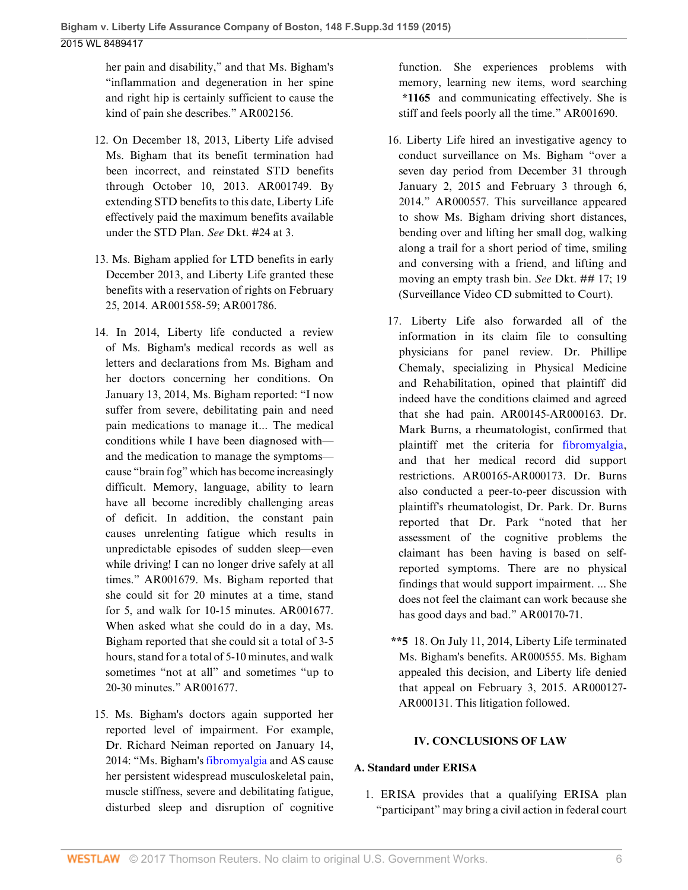her pain and disability," and that Ms. Bigham's "inflammation and degeneration in her spine and right hip is certainly sufficient to cause the kind of pain she describes." AR002156.

12. On December 18, 2013, Liberty Life advised Ms. Bigham that its benefit termination had been incorrect, and reinstated STD benefits through October 10, 2013. AR001749. By extending STD benefits to this date, Liberty Life effectively paid the maximum benefits available under the STD Plan. *See* Dkt. #24 at 3.

13. Ms. Bigham applied for LTD benefits in early December 2013, and Liberty Life granted these benefits with a reservation of rights on February 25, 2014. AR001558-59; AR001786.

14. In 2014, Liberty life conducted a review of Ms. Bigham's medical records as well as letters and declarations from Ms. Bigham and her doctors concerning her conditions. On January 13, 2014, Ms. Bigham reported: "I now suffer from severe, debilitating pain and need pain medications to manage it... The medical conditions while I have been diagnosed with—and the medication to manage the symptoms—cause "brain fog" which has become increasingly difficult. Memory, language, ability to learn have all become incredibly challenging areas of deficit. In addition, the constant pain causes unrelenting fatigue which results in unpredictable episodes of sudden sleep—even while driving! I can no longer drive safely at all times." AR001679. Ms. Bigham reported that she could sit for 20 minutes at a time, stand for 5, and walk for 10-15 minutes. AR001677. When asked what she could do in a day, Ms. Bigham reported that she could sit a total of 3-5 hours, stand for a total of 5-10 minutes, and walk sometimes "not at all" and sometimes "up to 20-30 minutes." AR001677.

15. Ms. Bigham's doctors again supported her reported level of impairment. For example, Dr. Richard Neiman reported on January 14, 2014: "Ms. Bigham's fibromyalgia and AS cause her persistent widespread musculoskeletal pain, muscle stiffness, severe and debilitating fatigue, disturbed sleep and disruption of cognitive function. She experiences problems with memory, learning new items, word searching **\*1165** and communicating effectively. She is stiff and feels poorly all the time." AR001690.

16. Liberty Life hired an investigative agency to conduct surveillance on Ms. Bigham "over a seven day period from December 31 through January 2, 2015 and February 3 through 6, 2014." AR000557. This surveillance appeared to show Ms. Bigham driving short distances, bending over and lifting her small dog, walking along a trail for a short period of time, smiling and conversing with a friend, and lifting and moving an empty trash bin. *See* Dkt. ## 17; 19 (Surveillance Video CD submitted to Court).

17. Liberty Life also forwarded all of the information in its claim file to consulting physicians for panel review. Dr. Phillipe Chemaly, specializing in Physical Medicine and Rehabilitation, opined that plaintiff did indeed have the conditions claimed and agreed that she had pain. AR00145-AR000163. Dr. Mark Burns, a rheumatologist, confirmed that plaintiff met the criteria for fibromyalgia, and that her medical record did support restrictions. AR00165-AR000173. Dr. Burns also conducted a peer-to-peer discussion with plaintiff's rheumatologist, Dr. Park. Dr. Burns reported that Dr. Park "noted that her assessment of the cognitive problems the claimant has been having is based on self-reported symptoms. There are no physical findings that would support impairment. ... She does not feel the claimant can work because she has good days and bad." AR00170-71.

**\*\*5** 18. On July 11, 2014, Liberty Life terminated Ms. Bigham's benefits. AR000555. Ms. Bigham appealed this decision, and Liberty life denied that appeal on February 3, 2015. AR000127-AR000131. This litigation followed.

## IV. CONCLUSIONS OF LAW

### A. Standard under ERISA

1. ERISA provides that a qualifying ERISA plan "participant" may bring a civil action in federal court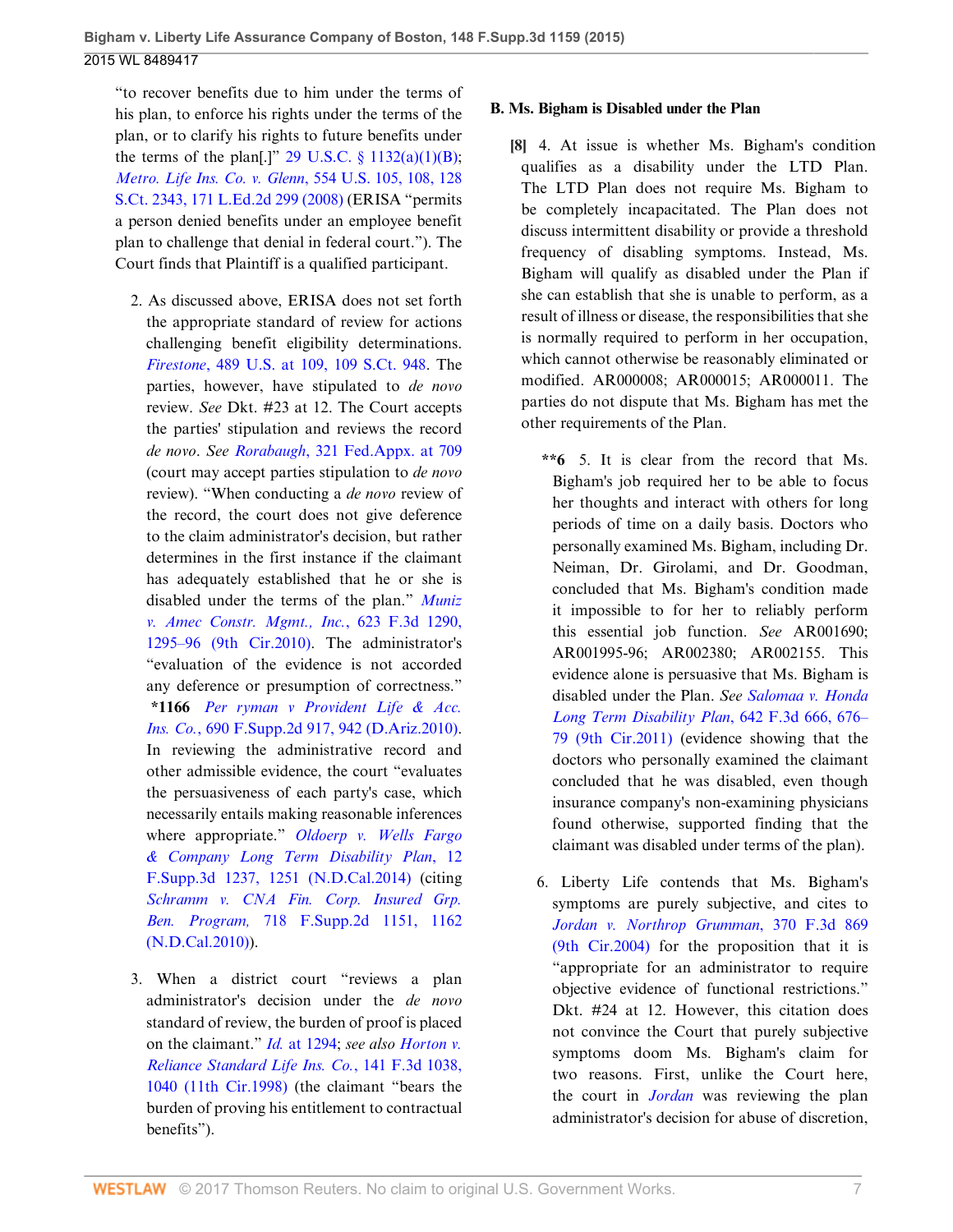"to recover benefits due to him under the terms of his plan, to enforce his rights under the terms of the plan, or to clarify his rights to future benefits under the terms of the plan[.]" 29 U.S.C. § 1132(a)(1)(B); *Metro. Life Ins. Co. v. Glenn*, 554 U.S. 105, 108, 128 S.Ct. 2343, 171 L.Ed.2d 299 (2008) (ERISA "permits a person denied benefits under an employee benefit plan to challenge that denial in federal court."). The Court finds that Plaintiff is a qualified participant.

2. As discussed above, ERISA does not set forth the appropriate standard of review for actions challenging benefit eligibility determinations. *Firestone*, 489 U.S. at 109, 109 S.Ct. 948. The parties, however, have stipulated to *de novo* review. *See* Dkt. #23 at 12. The Court accepts the parties' stipulation and reviews the record *de novo*. *See Rorabaugh*, 321 Fed.Appx. at 709 (court may accept parties stipulation to *de novo* review). "When conducting a *de novo* review of the record, the court does not give deference to the claim administrator's decision, but rather determines in the first instance if the claimant has adequately established that he or she is disabled under the terms of the plan." *Muniz v. Amec Constr. Mgmt., Inc.*, 623 F.3d 1290, 1295–96 (9th Cir.2010). The administrator's "evaluation of the evidence is not accorded any deference or presumption of correctness." **\*1166** *Per ryman v Provident Life & Acc. Ins. Co.*, 690 F.Supp.2d 917, 942 (D.Ariz.2010). In reviewing the administrative record and other admissible evidence, the court "evaluates the persuasiveness of each party's case, which necessarily entails making reasonable inferences where appropriate." *Oldoerp v. Wells Fargo & Company Long Term Disability Plan*, 12 F.Supp.3d 1237, 1251 (N.D.Cal.2014) (citing *Schramm v. CNA Fin. Corp. Insured Grp. Ben. Program,* 718 F.Supp.2d 1151, 1162 (N.D.Cal.2010)).

3. When a district court "reviews a plan administrator's decision under the *de novo* standard of review, the burden of proof is placed on the claimant." *Id.* at 1294; *see also Horton v. Reliance Standard Life Ins. Co.*, 141 F.3d 1038, 1040 (11th Cir.1998) (the claimant "bears the burden of proving his entitlement to contractual benefits").

**B. Ms. Bigham is Disabled under the Plan**

**[8]** 4. At issue is whether Ms. Bigham's condition qualifies as a disability under the LTD Plan. The LTD Plan does not require Ms. Bigham to be completely incapacitated. The Plan does not discuss intermittent disability or provide a threshold frequency of disabling symptoms. Instead, Ms. Bigham will qualify as disabled under the Plan if she can establish that she is unable to perform, as a result of illness or disease, the responsibilities that she is normally required to perform in her occupation, which cannot otherwise be reasonably eliminated or modified. AR000008; AR000015; AR000011. The parties do not dispute that Ms. Bigham has met the other requirements of the Plan.

**\*\*6** 5. It is clear from the record that Ms. Bigham's job required her to be able to focus her thoughts and interact with others for long periods of time on a daily basis. Doctors who personally examined Ms. Bigham, including Dr. Neiman, Dr. Girolami, and Dr. Goodman, concluded that Ms. Bigham's condition made it impossible to for her to reliably perform this essential job function. *See* AR001690; AR001995-96; AR002380; AR002155. This evidence alone is persuasive that Ms. Bigham is disabled under the Plan. *See Salomaa v. Honda Long Term Disability Plan*, 642 F.3d 666, 676–79 (9th Cir.2011) (evidence showing that the doctors who personally examined the claimant concluded that he was disabled, even though insurance company's non-examining physicians found otherwise, supported finding that the claimant was disabled under terms of the plan).

6. Liberty Life contends that Ms. Bigham's symptoms are purely subjective, and cites to *Jordan v. Northrop Grumman*, 370 F.3d 869 (9th Cir.2004) for the proposition that it is "appropriate for an administrator to require objective evidence of functional restrictions." Dkt. #24 at 12. However, this citation does not convince the Court that purely subjective symptoms doom Ms. Bigham's claim for two reasons. First, unlike the Court here, the court in *Jordan* was reviewing the plan administrator's decision for abuse of discretion,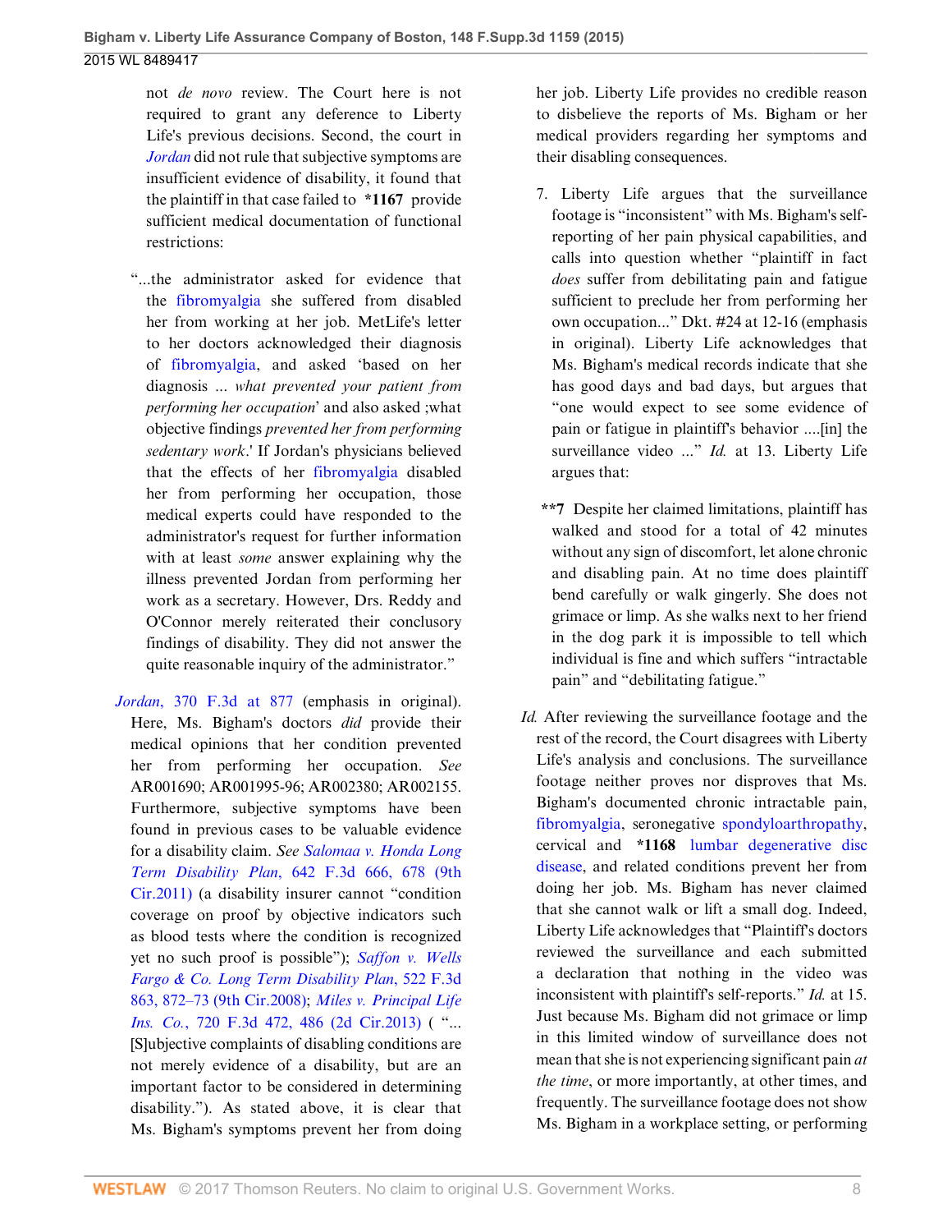not *de novo* review. The Court here is not required to grant any deference to Liberty Life's previous decisions. Second, the court in *Jordan* did not rule that subjective symptoms are insufficient evidence of disability, it found that the plaintiff in that case failed to **\*1167** provide sufficient medical documentation of functional restrictions:

> "...the administrator asked for evidence that the fibromyalgia she suffered from disabled her from working at her job. MetLife's letter to her doctors acknowledged their diagnosis of fibromyalgia, and asked 'based on her diagnosis ... *what prevented your patient from performing her occupation*' and also asked ;what objective findings *prevented her from performing sedentary work*.' If Jordan's physicians believed that the effects of her fibromyalgia disabled her from performing her occupation, those medical experts could have responded to the administrator's request for further information with at least *some* answer explaining why the illness prevented Jordan from performing her work as a secretary. However, Drs. Reddy and O'Connor merely reiterated their conclusory findings of disability. They did not answer the quite reasonable inquiry of the administrator."

*Jordan*, 370 F.3d at 877 (emphasis in original). Here, Ms. Bigham's doctors *did* provide their medical opinions that her condition prevented her from performing her occupation. *See* AR001690; AR001995-96; AR002380; AR002155. Furthermore, subjective symptoms have been found in previous cases to be valuable evidence for a disability claim. *See Salomaa v. Honda Long Term Disability Plan*, 642 F.3d 666, 678 (9th Cir.2011) (a disability insurer cannot "condition coverage on proof by objective indicators such as blood tests where the condition is recognized yet no such proof is possible"); *Saffon v. Wells Fargo & Co. Long Term Disability Plan*, 522 F.3d 863, 872–73 (9th Cir.2008); *Miles v. Principal Life Ins. Co.*, 720 F.3d 472, 486 (2d Cir.2013) ( "... [S]ubjective complaints of disabling conditions are not merely evidence of a disability, but are an important factor to be considered in determining disability."). As stated above, it is clear that Ms. Bigham's symptoms prevent her from doing her job. Liberty Life provides no credible reason to disbelieve the reports of Ms. Bigham or her medical providers regarding her symptoms and their disabling consequences.

7. Liberty Life argues that the surveillance footage is "inconsistent" with Ms. Bigham's self-reporting of her pain physical capabilities, and calls into question whether "plaintiff in fact *does* suffer from debilitating pain and fatigue sufficient to preclude her from performing her own occupation..." Dkt. #24 at 12-16 (emphasis in original). Liberty Life acknowledges that Ms. Bigham's medical records indicate that she has good days and bad days, but argues that "one would expect to see some evidence of pain or fatigue in plaintiff's behavior ....[in] the surveillance video ..." *Id.* at 13. Liberty Life argues that:

> **\*\*7** Despite her claimed limitations, plaintiff has walked and stood for a total of 42 minutes without any sign of discomfort, let alone chronic and disabling pain. At no time does plaintiff bend carefully or walk gingerly. She does not grimace or limp. As she walks next to her friend in the dog park it is impossible to tell which individual is fine and which suffers "intractable pain" and "debilitating fatigue."

*Id.* After reviewing the surveillance footage and the rest of the record, the Court disagrees with Liberty Life's analysis and conclusions. The surveillance footage neither proves nor disproves that Ms. Bigham's documented chronic intractable pain, fibromyalgia, seronegative spondyloarthropathy, cervical and **\*1168** lumbar degenerative disc disease, and related conditions prevent her from doing her job. Ms. Bigham has never claimed that she cannot walk or lift a small dog. Indeed, Liberty Life acknowledges that "Plaintiff's doctors reviewed the surveillance and each submitted a declaration that nothing in the video was inconsistent with plaintiff's self-reports." *Id.* at 15. Just because Ms. Bigham did not grimace or limp in this limited window of surveillance does not mean that she is not experiencing significant pain *at the time*, or more importantly, at other times, and frequently. The surveillance footage does not show Ms. Bigham in a workplace setting, or performing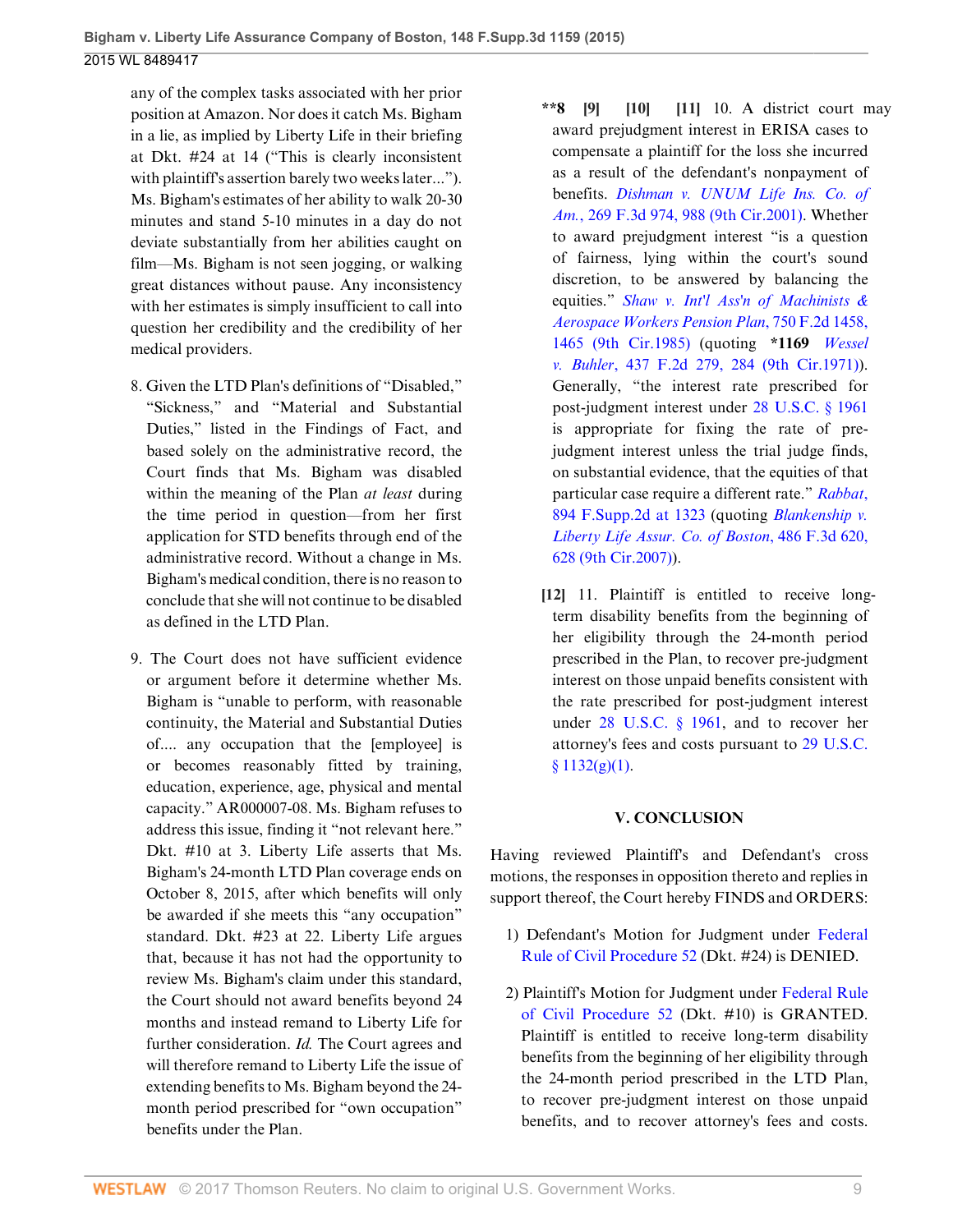any of the complex tasks associated with her prior position at Amazon. Nor does it catch Ms. Bigham in a lie, as implied by Liberty Life in their briefing at Dkt. #24 at 14 ("This is clearly inconsistent with plaintiff's assertion barely two weeks later..."). Ms. Bigham's estimates of her ability to walk 20-30 minutes and stand 5-10 minutes in a day do not deviate substantially from her abilities caught on film—Ms. Bigham is not seen jogging, or walking great distances without pause. Any inconsistency with her estimates is simply insufficient to call into question her credibility and the credibility of her medical providers.

8. Given the LTD Plan's definitions of "Disabled," "Sickness," and "Material and Substantial Duties," listed in the Findings of Fact, and based solely on the administrative record, the Court finds that Ms. Bigham was disabled within the meaning of the Plan *at least* during the time period in question—from her first application for STD benefits through end of the administrative record. Without a change in Ms. Bigham's medical condition, there is no reason to conclude that she will not continue to be disabled as defined in the LTD Plan.

9. The Court does not have sufficient evidence or argument before it determine whether Ms. Bigham is "unable to perform, with reasonable continuity, the Material and Substantial Duties of.... any occupation that the [employee] is or becomes reasonably fitted by training, education, experience, age, physical and mental capacity." AR000007-08. Ms. Bigham refuses to address this issue, finding it "not relevant here." Dkt. #10 at 3. Liberty Life asserts that Ms. Bigham's 24-month LTD Plan coverage ends on October 8, 2015, after which benefits will only be awarded if she meets this "any occupation" standard. Dkt. #23 at 22. Liberty Life argues that, because it has not had the opportunity to review Ms. Bigham's claim under this standard, the Court should not award benefits beyond 24 months and instead remand to Liberty Life for further consideration. *Id.* The Court agrees and will therefore remand to Liberty Life the issue of extending benefits to Ms. Bigham beyond the 24-month period prescribed for "own occupation" benefits under the Plan.

**\*\*8 [9] [10] [11]** 10. A district court may award prejudgment interest in ERISA cases to compensate a plaintiff for the loss she incurred as a result of the defendant's nonpayment of benefits. *Dishman v. UNUM Life Ins. Co. of Am.*, 269 F.3d 974, 988 (9th Cir.2001). Whether to award prejudgment interest "is a question of fairness, lying within the court's sound discretion, to be answered by balancing the equities." *Shaw v. Int'l Ass'n of Machinists & Aerospace Workers Pension Plan*, 750 F.2d 1458, 1465 (9th Cir.1985) (quoting **\*1169** *Wessel v. Buhler*, 437 F.2d 279, 284 (9th Cir.1971)). Generally, "the interest rate prescribed for post-judgment interest under 28 U.S.C. § 1961 is appropriate for fixing the rate of pre-judgment interest unless the trial judge finds, on substantial evidence, that the equities of that particular case require a different rate." *Rabbat*, 894 F.Supp.2d at 1323 (quoting *Blankenship v. Liberty Life Assur. Co. of Boston*, 486 F.3d 620, 628 (9th Cir.2007)).

**[12]** 11. Plaintiff is entitled to receive long-term disability benefits from the beginning of her eligibility through the 24-month period prescribed in the Plan, to recover pre-judgment interest on those unpaid benefits consistent with the rate prescribed for post-judgment interest under 28 U.S.C. § 1961, and to recover her attorney's fees and costs pursuant to 29 U.S.C. § 1132(g)(1).

## V. CONCLUSION

Having reviewed Plaintiff's and Defendant's cross motions, the responses in opposition thereto and replies in support thereof, the Court hereby FINDS and ORDERS:

1) Defendant's Motion for Judgment under Federal Rule of Civil Procedure 52 (Dkt. #24) is DENIED.

2) Plaintiff's Motion for Judgment under Federal Rule of Civil Procedure 52 (Dkt. #10) is GRANTED. Plaintiff is entitled to receive long-term disability benefits from the beginning of her eligibility through the 24-month period prescribed in the LTD Plan, to recover pre-judgment interest on those unpaid benefits, and to recover attorney's fees and costs.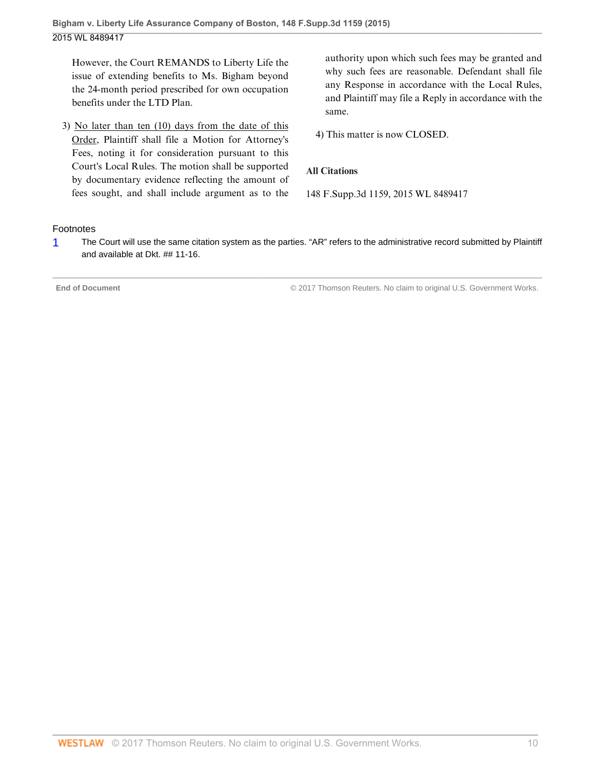However, the Court REMANDS to Liberty Life the issue of extending benefits to Ms. Bigham beyond the 24-month period prescribed for own occupation benefits under the LTD Plan.

3) No later than ten (10) days from the date of this Order, Plaintiff shall file a Motion for Attorney's Fees, noting it for consideration pursuant to this Court's Local Rules. The motion shall be supported by documentary evidence reflecting the amount of fees sought, and shall include argument as to the authority upon which such fees may be granted and why such fees are reasonable. Defendant shall file any Response in accordance with the Local Rules, and Plaintiff may file a Reply in accordance with the same.

4) This matter is now CLOSED.

### All Citations

148 F.Supp.3d 1159, 2015 WL 8489417

## Footnotes

1 The Court will use the same citation system as the parties. "AR" refers to the administrative record submitted by Plaintiff and available at Dkt. ## 11-16.

End of Document © 2017 Thomson Reuters. No claim to original U.S. Government Works.